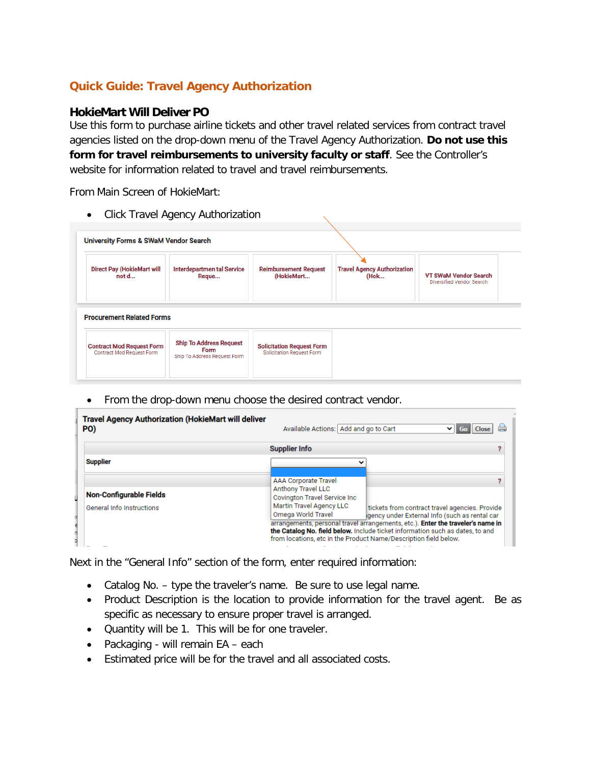# Quick Guide: Travel Agency Authorization

## HokieMart Will Deliver PO

Use this form to purchase airline tickets and other travel related services from contract travel agencies listed on the drop-down menu of the Travel Agency Authorization. **Do not use this form for travel reimbursements to university faculty or staff**. See the Controller's website for information related to travel and travel reimbursements.

From Main Screen of HokieMart:

- Click Travel Agency Authorization

- From the drop-down menu choose the desired contract vendor.

Next in the "General Info" section of the form, enter required information:

- Catalog No. – type the traveler's name. Be sure to use legal name.
- Product Description is the location to provide information for the travel agent. Be as specific as necessary to ensure proper travel is arranged.
- Quantity will be 1. This will be for one traveler.
- Packaging - will remain EA – each
- Estimated price will be for the travel and all associated costs.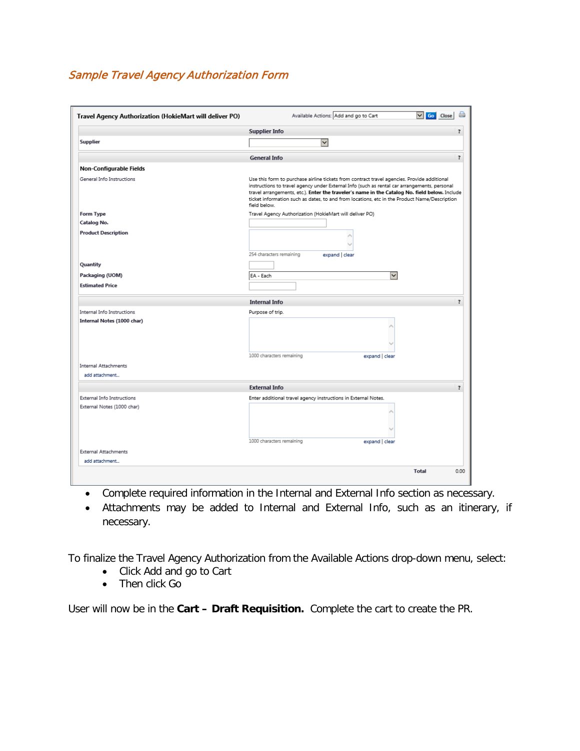*Sample Travel Agency Authorization Form*

**Travel Agency Authorization (HokieMart will deliver PO)**

Available Actions: Add and go to Cart | Go | Close

**Supplier Info**

**Supplier**

**General Info**

**Non-Configurable Fields**

General Info Instructions: Use this form to purchase airline tickets from contract travel agencies. Provide additional instructions to travel agency under External Info (such as rental car arrangements, personal travel arrangements, etc.). **Enter the traveler's name in the Catalog No. field below.** Include ticket information such as dates, to and from locations, etc in the Product Name/Description field below.

**Form Type**: Travel Agency Authorization (HokieMart will deliver PO)

**Catalog No.**

**Product Description**: 254 characters remaining — expand | clear

**Quantity**

**Packaging (UOM)**: EA - Each

**Estimated Price**

**Internal Info**

Internal Info Instructions: Purpose of trip.

**Internal Notes (1000 char)**: 1000 characters remaining — expand | clear

Internal Attachments: add attachment...

**External Info**

External Info Instructions: Enter additional travel agency instructions in External Notes.

External Notes (1000 char): 1000 characters remaining — expand | clear

External Attachments: add attachment...

**Total** 0.00

- Complete required information in the Internal and External Info section as necessary.
- Attachments may be added to Internal and External Info, such as an itinerary, if necessary.

To finalize the Travel Agency Authorization from the Available Actions drop-down menu, select:

- Click Add and go to Cart
- Then click Go

User will now be in the **Cart – Draft Requisition.** Complete the cart to create the PR.